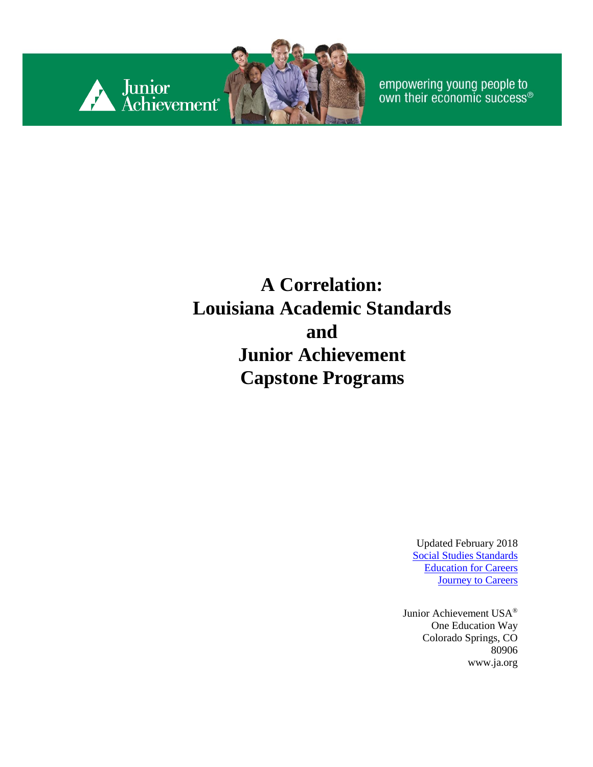Junior Achievement

empowering young people to own their economic success®

# A Correlation: Louisiana Academic Standards and Junior Achievement Capstone Programs

Updated February 2018

Social Studies Standards

Education for Careers

Journey to Careers

Junior Achievement USA®

One Education Way

Colorado Springs, CO 80906

www.ja.org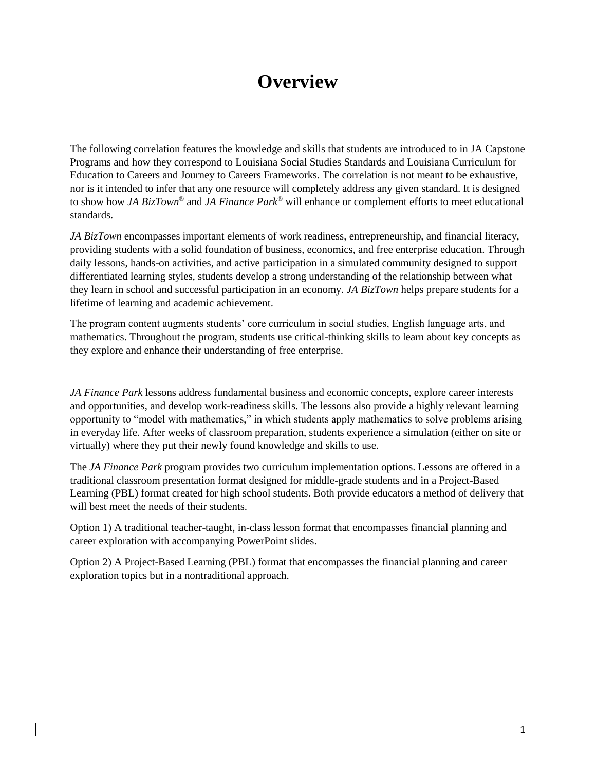# Overview

The following correlation features the knowledge and skills that students are introduced to in JA Capstone Programs and how they correspond to Louisiana Social Studies Standards and Louisiana Curriculum for Education to Careers and Journey to Careers Frameworks. The correlation is not meant to be exhaustive, nor is it intended to infer that any one resource will completely address any given standard. It is designed to show how *JA BizTown*® and *JA Finance Park*® will enhance or complement efforts to meet educational standards.

*JA BizTown* encompasses important elements of work readiness, entrepreneurship, and financial literacy, providing students with a solid foundation of business, economics, and free enterprise education. Through daily lessons, hands-on activities, and active participation in a simulated community designed to support differentiated learning styles, students develop a strong understanding of the relationship between what they learn in school and successful participation in an economy. *JA BizTown* helps prepare students for a lifetime of learning and academic achievement.

The program content augments students' core curriculum in social studies, English language arts, and mathematics. Throughout the program, students use critical-thinking skills to learn about key concepts as they explore and enhance their understanding of free enterprise.

*JA Finance Park* lessons address fundamental business and economic concepts, explore career interests and opportunities, and develop work-readiness skills. The lessons also provide a highly relevant learning opportunity to "model with mathematics," in which students apply mathematics to solve problems arising in everyday life. After weeks of classroom preparation, students experience a simulation (either on site or virtually) where they put their newly found knowledge and skills to use.

The *JA Finance Park* program provides two curriculum implementation options. Lessons are offered in a traditional classroom presentation format designed for middle-grade students and in a Project-Based Learning (PBL) format created for high school students. Both provide educators a method of delivery that will best meet the needs of their students.

Option 1) A traditional teacher-taught, in-class lesson format that encompasses financial planning and career exploration with accompanying PowerPoint slides.

Option 2) A Project-Based Learning (PBL) format that encompasses the financial planning and career exploration topics but in a nontraditional approach.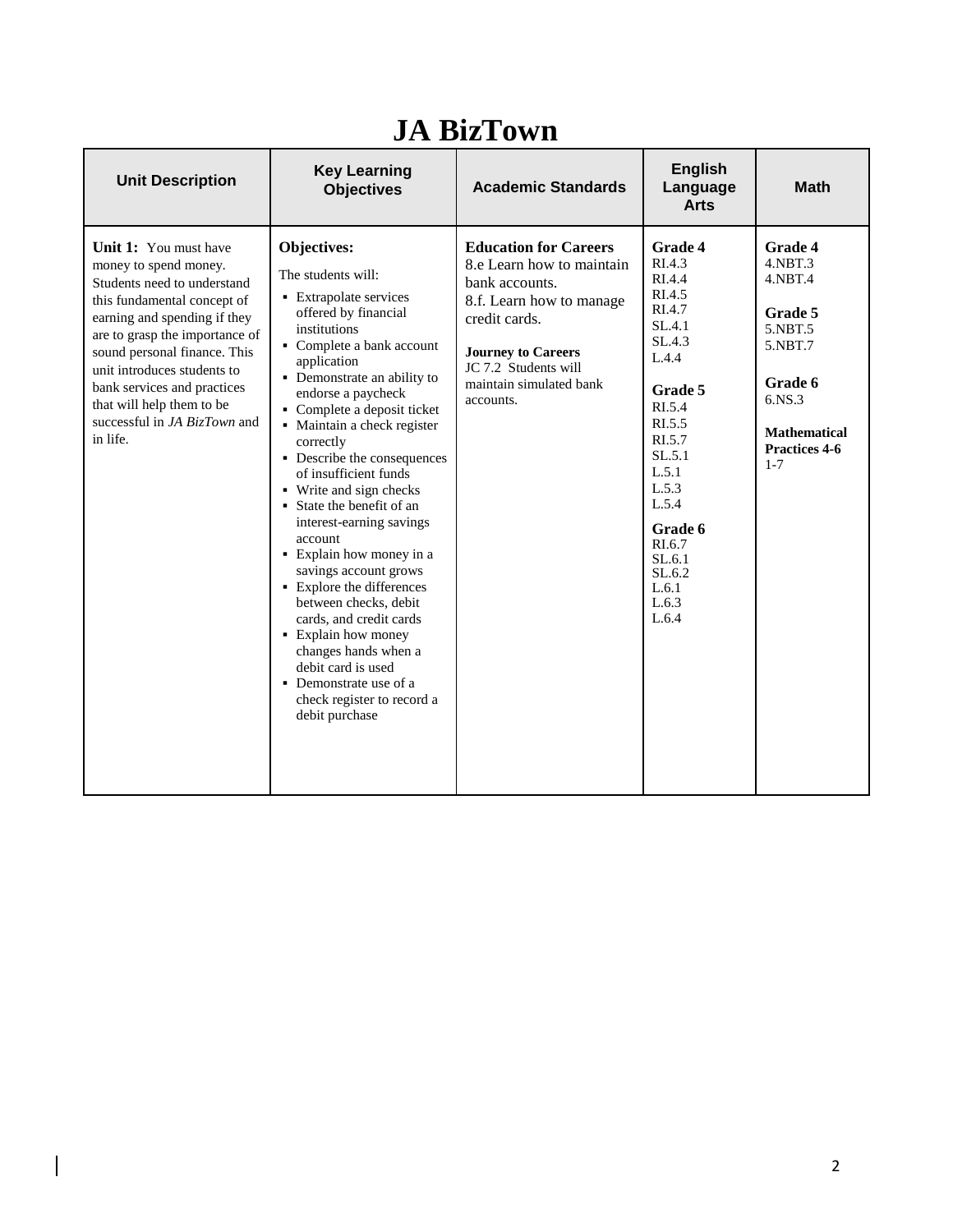# JA BizTown

| Unit Description | Key Learning Objectives | Academic Standards | English Language Arts | Math |
|---|---|---|---|---|
| **Unit 1:** You must have money to spend money. Students need to understand this fundamental concept of earning and spending if they are to grasp the importance of sound personal finance. This unit introduces students to bank services and practices that will help them to be successful in *JA BizTown* and in life. | **Objectives:**<br>The students will:<br>▪ Extrapolate services offered by financial institutions<br>▪ Complete a bank account application<br>▪ Demonstrate an ability to endorse a paycheck<br>▪ Complete a deposit ticket<br>▪ Maintain a check register correctly<br>▪ Describe the consequences of insufficient funds<br>▪ Write and sign checks<br>▪ State the benefit of an interest-earning savings account<br>▪ Explain how money in a savings account grows<br>▪ Explore the differences between checks, debit cards, and credit cards<br>▪ Explain how money changes hands when a debit card is used<br>▪ Demonstrate use of a check register to record a debit purchase | **Education for Careers**<br>8.e Learn how to maintain bank accounts.<br>8.f. Learn how to manage credit cards.<br><br>**Journey to Careers**<br>JC 7.2 Students will maintain simulated bank accounts. | **Grade 4**<br>RI.4.3<br>RI.4.4<br>RI.4.5<br>RI.4.7<br>SL.4.1<br>SL.4.3<br>L.4.4<br><br>**Grade 5**<br>RI.5.4<br>RI.5.5<br>RI.5.7<br>SL.5.1<br>L.5.1<br>L.5.3<br>L.5.4<br><br>**Grade 6**<br>RI.6.7<br>SL.6.1<br>SL.6.2<br>L.6.1<br>L.6.3<br>L.6.4 | **Grade 4**<br>4.NBT.3<br>4.NBT.4<br><br>**Grade 5**<br>5.NBT.5<br>5.NBT.7<br><br>**Grade 6**<br>6.NS.3<br><br>**Mathematical Practices 4-6**<br>1-7 |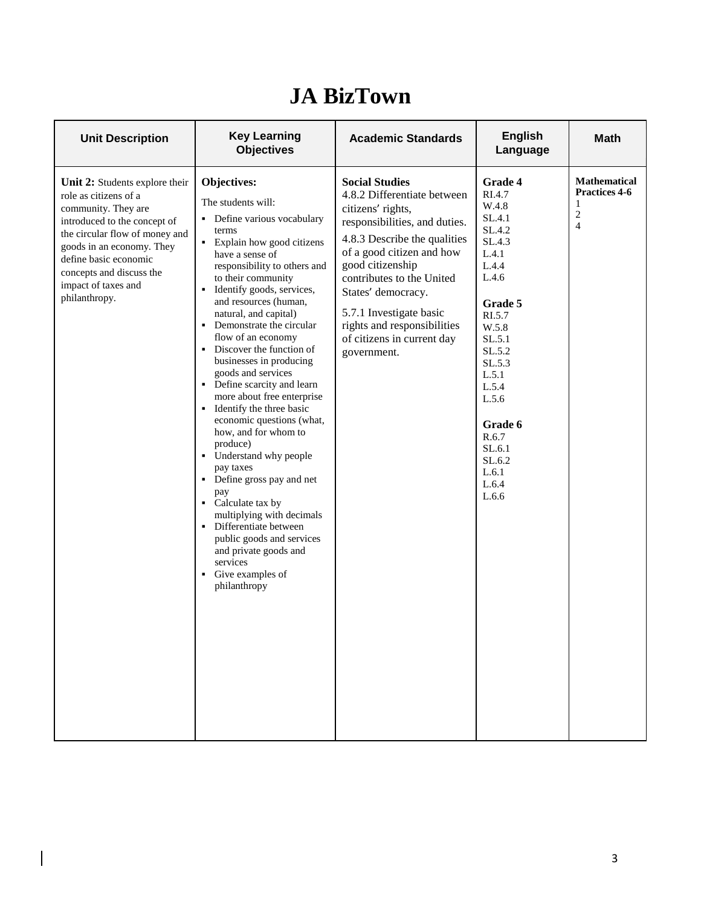# JA BizTown

| Unit Description | Key Learning Objectives | Academic Standards | English Language | Math |
|---|---|---|---|---|
| **Unit 2:** Students explore their role as citizens of a community. They are introduced to the concept of the circular flow of money and goods in an economy. They define basic economic concepts and discuss the impact of taxes and philanthropy. | **Objectives:**<br>The students will:<br>▪ Define various vocabulary terms<br>▪ Explain how good citizens have a sense of responsibility to others and to their community<br>▪ Identify goods, services, and resources (human, natural, and capital)<br>▪ Demonstrate the circular flow of an economy<br>▪ Discover the function of businesses in producing goods and services<br>▪ Define scarcity and learn more about free enterprise<br>▪ Identify the three basic economic questions (what, how, and for whom to produce)<br>▪ Understand why people pay taxes<br>▪ Define gross pay and net pay<br>▪ Calculate tax by multiplying with decimals<br>▪ Differentiate between public goods and services and private goods and services<br>▪ Give examples of philanthropy | **Social Studies**<br>4.8.2 Differentiate between citizens′ rights, responsibilities, and duties.<br>4.8.3 Describe the qualities of a good citizen and how good citizenship contributes to the United States′ democracy.<br>5.7.1 Investigate basic rights and responsibilities of citizens in current day government. | **Grade 4**<br>RI.4.7<br>W.4.8<br>SL.4.1<br>SL.4.2<br>SL.4.3<br>L.4.1<br>L.4.4<br>L.4.6<br><br>**Grade 5**<br>RI.5.7<br>W.5.8<br>SL.5.1<br>SL.5.2<br>SL.5.3<br>L.5.1<br>L.5.4<br>L.5.6<br><br>**Grade 6**<br>R.6.7<br>SL.6.1<br>SL.6.2<br>L.6.1<br>L.6.4<br>L.6.6 | **Mathematical Practices 4-6**<br>1<br>2<br>4 |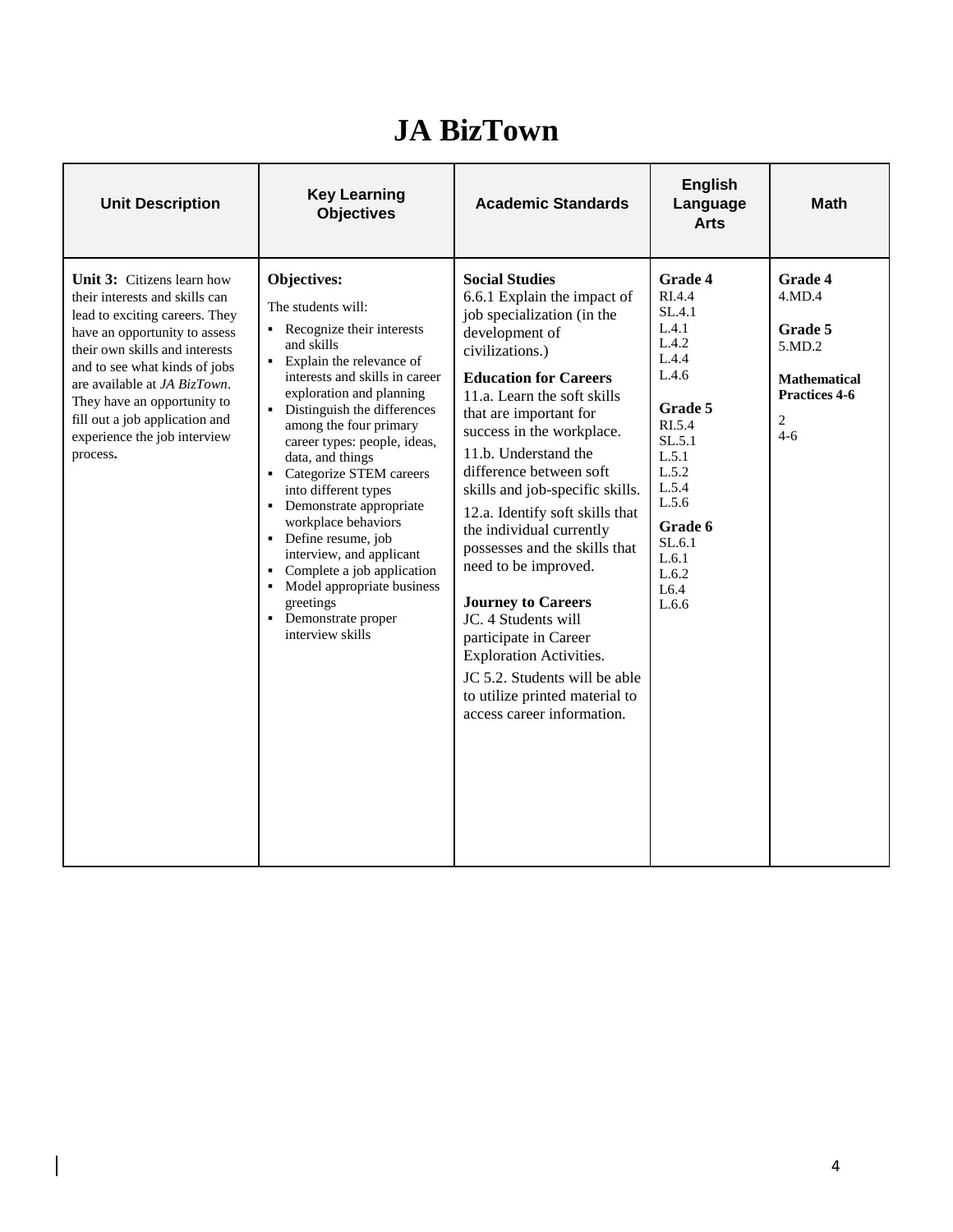# JA BizTown

| Unit Description | Key Learning Objectives | Academic Standards | English Language Arts | Math |
|---|---|---|---|---|
| **Unit 3:** Citizens learn how their interests and skills can lead to exciting careers. They have an opportunity to assess their own skills and interests and to see what kinds of jobs are available at *JA BizTown*. They have an opportunity to fill out a job application and experience the job interview process**.** | **Objectives:**<br><br>The students will:<br>▪ Recognize their interests and skills<br>▪ Explain the relevance of interests and skills in career exploration and planning<br>▪ Distinguish the differences among the four primary career types: people, ideas, data, and things<br>▪ Categorize STEM careers into different types<br>▪ Demonstrate appropriate workplace behaviors<br>▪ Define resume, job interview, and applicant<br>▪ Complete a job application<br>▪ Model appropriate business greetings<br>▪ Demonstrate proper interview skills | **Social Studies**<br>6.6.1 Explain the impact of job specialization (in the development of civilizations.)<br><br>**Education for Careers**<br>11.a. Learn the soft skills that are important for success in the workplace.<br>11.b. Understand the difference between soft skills and job-specific skills.<br>12.a. Identify soft skills that the individual currently possesses and the skills that need to be improved.<br><br>**Journey to Careers**<br>JC. 4 Students will participate in Career Exploration Activities.<br>JC 5.2. Students will be able to utilize printed material to access career information. | **Grade 4**<br>RI.4.4<br>SL.4.1<br>L.4.1<br>L.4.2<br>L.4.4<br>L.4.6<br><br>**Grade 5**<br>RI.5.4<br>SL.5.1<br>L.5.1<br>L.5.2<br>L.5.4<br>L.5.6<br><br>**Grade 6**<br>SL.6.1<br>L.6.1<br>L.6.2<br>L6.4<br>L.6.6 | **Grade 4**<br>4.MD.4<br><br>**Grade 5**<br>5.MD.2<br><br>**Mathematical Practices 4-6**<br><br>2<br>4-6 |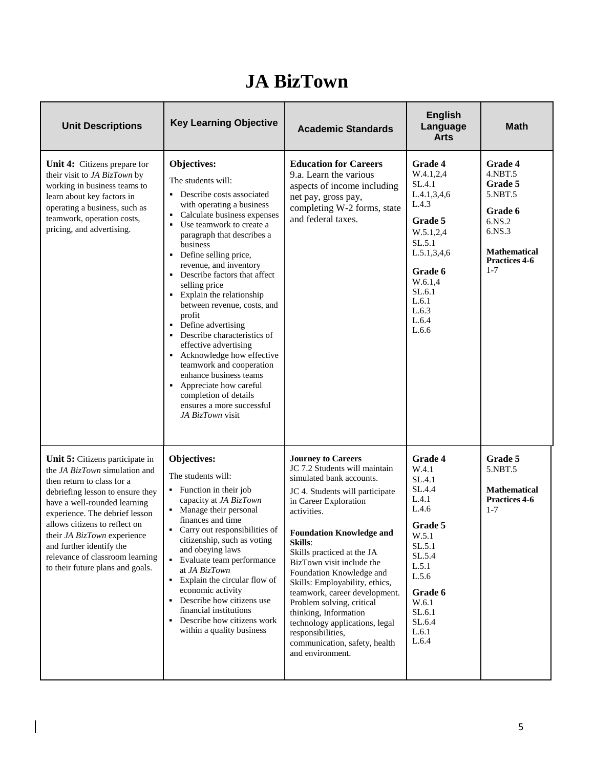# JA BizTown

| Unit Descriptions | Key Learning Objective | Academic Standards | English Language Arts | Math |
|---|---|---|---|---|
| **Unit 4:** Citizens prepare for their visit to *JA BizTown* by working in business teams to learn about key factors in operating a business, such as teamwork, operation costs, pricing, and advertising. | **Objectives:**<br>The students will:<br>▪ Describe costs associated with operating a business<br>▪ Calculate business expenses<br>▪ Use teamwork to create a paragraph that describes a business<br>▪ Define selling price, revenue, and inventory<br>▪ Describe factors that affect selling price<br>▪ Explain the relationship between revenue, costs, and profit<br>▪ Define advertising<br>▪ Describe characteristics of effective advertising<br>▪ Acknowledge how effective teamwork and cooperation enhance business teams<br>▪ Appreciate how careful completion of details ensures a more successful *JA BizTown* visit | **Education for Careers**<br>9.a. Learn the various aspects of income including net pay, gross pay, completing W-2 forms, state and federal taxes. | **Grade 4**<br>W.4.1,2,4<br>SL.4.1<br>L.4.1,3,4,6<br>L.4.3<br>**Grade 5**<br>W.5.1,2,4<br>SL.5.1<br>L.5.1,3,4,6<br>**Grade 6**<br>W.6.1,4<br>SL.6.1<br>L.6.1<br>L.6.3<br>L.6.4<br>L.6.6 | **Grade 4**<br>4.NBT.5<br>**Grade 5**<br>5.NBT.5<br>**Grade 6**<br>6.NS.2<br>6.NS.3<br>**Mathematical Practices 4-6**<br>1-7 |
| **Unit 5:** Citizens participate in the *JA BizTown* simulation and then return to class for a debriefing lesson to ensure they have a well-rounded learning experience. The debrief lesson allows citizens to reflect on their *JA BizTown* experience and further identify the relevance of classroom learning to their future plans and goals. | **Objectives:**<br>The students will:<br>▪ Function in their job capacity at *JA BizTown*<br>▪ Manage their personal finances and time<br>▪ Carry out responsibilities of citizenship, such as voting and obeying laws<br>▪ Evaluate team performance at *JA BizTown*<br>▪ Explain the circular flow of economic activity<br>▪ Describe how citizens use financial institutions<br>▪ Describe how citizens work within a quality business | **Journey to Careers**<br>JC 7.2 Students will maintain simulated bank accounts.<br>JC 4. Students will participate in Career Exploration activities.<br>**Foundation Knowledge and Skills**:<br>Skills practiced at the JA BizTown visit include the Foundation Knowledge and Skills: Employability, ethics, teamwork, career development. Problem solving, critical thinking, Information technology applications, legal responsibilities, communication, safety, health and environment. | **Grade 4**<br>W.4.1<br>SL.4.1<br>SL.4.4<br>L.4.1<br>L.4.6<br>**Grade 5**<br>W.5.1<br>SL.5.1<br>SL.5.4<br>L.5.1<br>L.5.6<br>**Grade 6**<br>W.6.1<br>SL.6.1<br>SL.6.4<br>L.6.1<br>L.6.4 | **Grade 5**<br>5.NBT.5<br>**Mathematical Practices 4-6**<br>1-7 |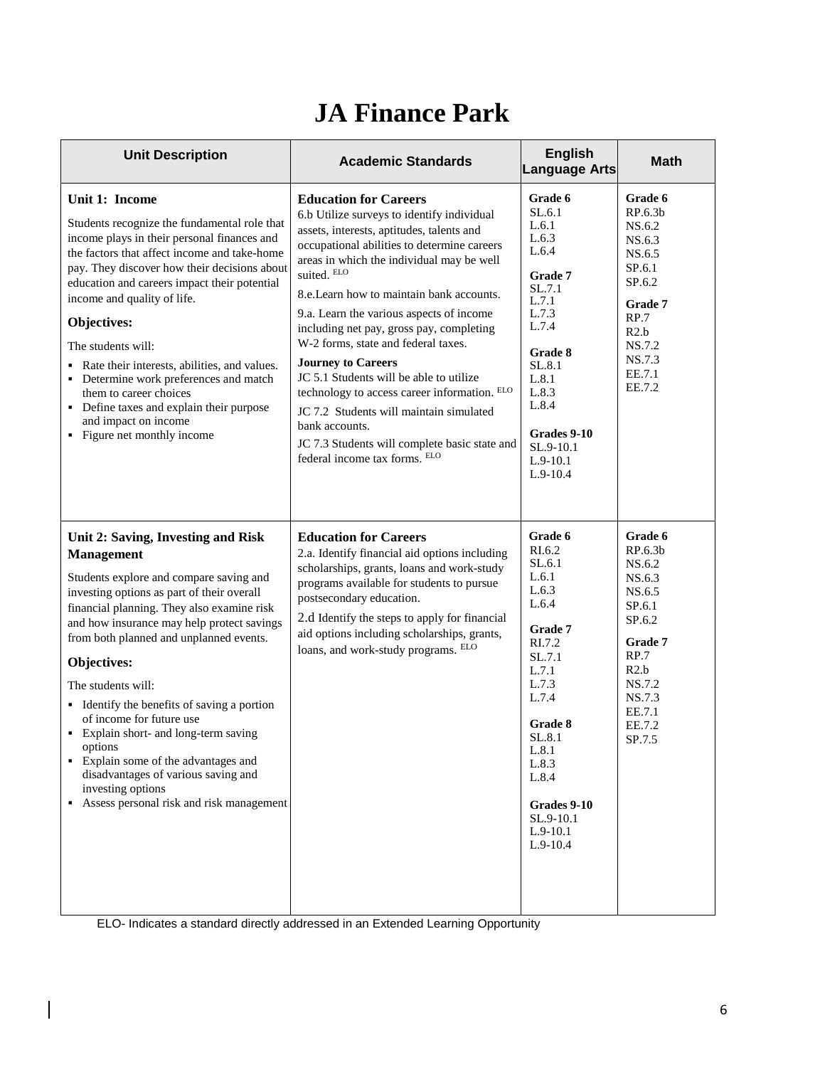# JA Finance Park

| Unit Description | Academic Standards | English Language Arts | Math |
|---|---|---|---|
| **Unit 1: Income**<br><br>Students recognize the fundamental role that income plays in their personal finances and the factors that affect income and take-home pay. They discover how their decisions about education and careers impact their potential income and quality of life.<br><br>**Objectives:**<br><br>The students will:<br>▪ Rate their interests, abilities, and values.<br>▪ Determine work preferences and match them to career choices<br>▪ Define taxes and explain their purpose and impact on income<br>▪ Figure net monthly income | **Education for Careers**<br>6.b Utilize surveys to identify individual assets, interests, aptitudes, talents and occupational abilities to determine careers areas in which the individual may be well suited. ELO<br><br>8.e.Learn how to maintain bank accounts.<br><br>9.a. Learn the various aspects of income including net pay, gross pay, completing W-2 forms, state and federal taxes.<br><br>**Journey to Careers**<br>JC 5.1 Students will be able to utilize technology to access career information. ELO<br><br>JC 7.2 Students will maintain simulated bank accounts.<br><br>JC 7.3 Students will complete basic state and federal income tax forms. ELO | **Grade 6**<br>SL.6.1<br>L.6.1<br>L.6.3<br>L.6.4<br><br>**Grade 7**<br>SL.7.1<br>L.7.1<br>L.7.3<br>L.7.4<br><br>**Grade 8**<br>SL.8.1<br>L.8.1<br>L.8.3<br>L.8.4<br><br>**Grades 9-10**<br>SL.9-10.1<br>L.9-10.1<br>L.9-10.4 | **Grade 6**<br>RP.6.3b<br>NS.6.2<br>NS.6.3<br>NS.6.5<br>SP.6.1<br>SP.6.2<br><br>**Grade 7**<br>RP.7<br>R2.b<br>NS.7.2<br>NS.7.3<br>EE.7.1<br>EE.7.2 |
| **Unit 2: Saving, Investing and Risk Management**<br><br>Students explore and compare saving and investing options as part of their overall financial planning. They also examine risk and how insurance may help protect savings from both planned and unplanned events.<br><br>**Objectives:**<br><br>The students will:<br>▪ Identify the benefits of saving a portion of income for future use<br>▪ Explain short- and long-term saving options<br>▪ Explain some of the advantages and disadvantages of various saving and investing options<br>▪ Assess personal risk and risk management | **Education for Careers**<br>2.a. Identify financial aid options including scholarships, grants, loans and work-study programs available for students to pursue postsecondary education.<br><br>2.d Identify the steps to apply for financial aid options including scholarships, grants, loans, and work-study programs. ELO | **Grade 6**<br>RI.6.2<br>SL.6.1<br>L.6.1<br>L.6.3<br>L.6.4<br><br>**Grade 7**<br>RI.7.2<br>SL.7.1<br>L.7.1<br>L.7.3<br>L.7.4<br><br>**Grade 8**<br>SL.8.1<br>L.8.1<br>L.8.3<br>L.8.4<br><br>**Grades 9-10**<br>SL.9-10.1<br>L.9-10.1<br>L.9-10.4 | **Grade 6**<br>RP.6.3b<br>NS.6.2<br>NS.6.3<br>NS.6.5<br>SP.6.1<br>SP.6.2<br><br>**Grade 7**<br>RP.7<br>R2.b<br>NS.7.2<br>NS.7.3<br>EE.7.1<br>EE.7.2<br>SP.7.5 |

ELO- Indicates a standard directly addressed in an Extended Learning Opportunity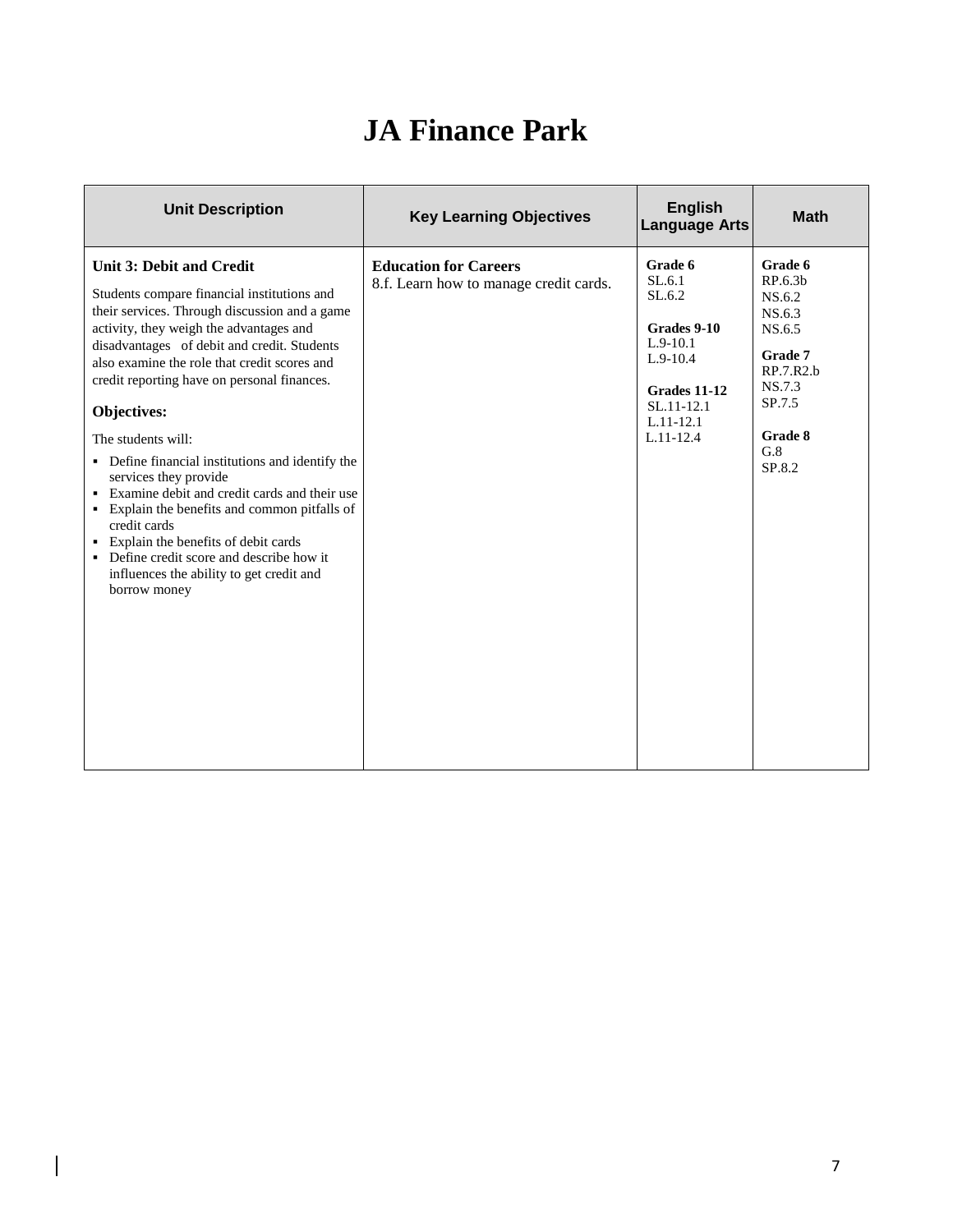# JA Finance Park

| Unit Description | Key Learning Objectives | English Language Arts | Math |
| --- | --- | --- | --- |
| **Unit 3: Debit and Credit**<br><br>Students compare financial institutions and their services. Through discussion and a game activity, they weigh the advantages and disadvantages of debit and credit. Students also examine the role that credit scores and credit reporting have on personal finances.<br><br>**Objectives:**<br><br>The students will:<br>▪ Define financial institutions and identify the services they provide<br>▪ Examine debit and credit cards and their use<br>▪ Explain the benefits and common pitfalls of credit cards<br>▪ Explain the benefits of debit cards<br>▪ Define credit score and describe how it influences the ability to get credit and borrow money | **Education for Careers**<br>8.f. Learn how to manage credit cards. | **Grade 6**<br>SL.6.1<br>SL.6.2<br><br>**Grades 9-10**<br>L.9-10.1<br>L.9-10.4<br><br>**Grades 11-12**<br>SL.11-12.1<br>L.11-12.1<br>L.11-12.4 | **Grade 6**<br>RP.6.3b<br>NS.6.2<br>NS.6.3<br>NS.6.5<br><br>**Grade 7**<br>RP.7.R2.b<br>NS.7.3<br>SP.7.5<br><br>**Grade 8**<br>G.8<br>SP.8.2 |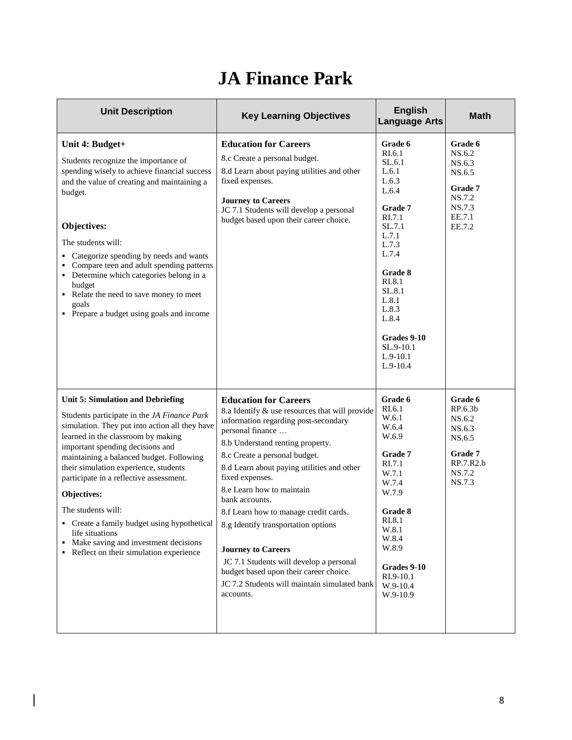# JA Finance Park

| Unit Description | Key Learning Objectives | English Language Arts | Math |
|---|---|---|---|
| **Unit 4: Budget+**<br><br>Students recognize the importance of spending wisely to achieve financial success and the value of creating and maintaining a budget.<br><br>**Objectives:**<br><br>The students will:<br>▪ Categorize spending by needs and wants<br>▪ Compare teen and adult spending patterns<br>▪ Determine which categories belong in a budget<br>▪ Relate the need to save money to meet goals<br>▪ Prepare a budget using goals and income | **Education for Careers**<br>8.c Create a personal budget.<br>8.d Learn about paying utilities and other fixed expenses.<br><br>**Journey to Careers**<br>JC 7.1 Students will develop a personal budget based upon their career choice. | **Grade 6**<br>RI.6.1<br>SL.6.1<br>L.6.1<br>L.6.3<br>L.6.4<br><br>**Grade 7**<br>RI.7.1<br>SL.7.1<br>L.7.1<br>L.7.3<br>L.7.4<br><br>**Grade 8**<br>RI.8.1<br>SL.8.1<br>L.8.1<br>L.8.3<br>L.8.4<br><br>**Grades 9-10**<br>SL.9-10.1<br>L.9-10.1<br>L.9-10.4 | **Grade 6**<br>NS.6.2<br>NS.6.3<br>NS.6.5<br><br>**Grade 7**<br>NS.7.2<br>NS.7.3<br>EE.7.1<br>EE.7.2 |
| **Unit 5: Simulation and Debriefing**<br><br>Students participate in the *JA Finance Park* simulation. They put into action all they have learned in the classroom by making important spending decisions and maintaining a balanced budget. Following their simulation experience, students participate in a reflective assessment.<br><br>**Objectives:**<br><br>The students will:<br>▪ Create a family budget using hypothetical life situations<br>▪ Make saving and investment decisions<br>▪ Reflect on their simulation experience | **Education for Careers**<br>8.a Identify & use resources that will provide information regarding post-secondary personal finance …<br>8.b Understand renting property.<br>8.c Create a personal budget.<br>8.d Learn about paying utilities and other fixed expenses.<br>8.e Learn how to maintain bank accounts.<br>8.f Learn how to manage credit cards.<br>8.g Identify transportation options<br><br>**Journey to Careers**<br>JC 7.1 Students will develop a personal budget based upon their career choice.<br>JC 7.2 Students will maintain simulated bank accounts. | **Grade 6**<br>RI.6.1<br>W.6.1<br>W.6.4<br>W.6.9<br><br>**Grade 7**<br>RI.7.1<br>W.7.1<br>W.7.4<br>W.7.9<br><br>**Grade 8**<br>RI.8.1<br>W.8.1<br>W.8.4<br>W.8.9<br><br>**Grades 9-10**<br>RI.9-10.1<br>W.9-10.4<br>W.9-10.9 | **Grade 6**<br>RP.6.3b<br>NS.6.2<br>NS.6.3<br>NS.6.5<br><br>**Grade 7**<br>RP.7.R2.b<br>NS.7.2<br>NS.7.3 |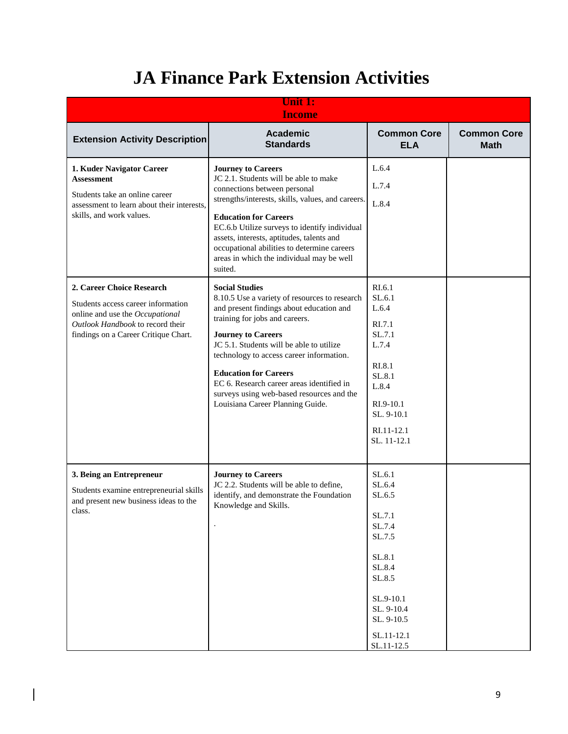# JA Finance Park Extension Activities

| Unit 1: Income | | | |
|---|---|---|---|
| **Extension Activity Description** | **Academic Standards** | **Common Core ELA** | **Common Core Math** |
| **1. Kuder Navigator Career Assessment**<br><br>Students take an online career assessment to learn about their interests, skills, and work values. | **Journey to Careers**<br>JC 2.1. Students will be able to make connections between personal strengths/interests, skills, values, and careers.<br><br>**Education for Careers**<br>EC.6.b Utilize surveys to identify individual assets, interests, aptitudes, talents and occupational abilities to determine careers areas in which the individual may be well suited. | L.6.4<br><br>L.7.4<br><br>L.8.4 | |
| **2. Career Choice Research**<br><br>Students access career information online and use the *Occupational Outlook Handbook* to record their findings on a Career Critique Chart. | **Social Studies**<br>8.10.5 Use a variety of resources to research and present findings about education and training for jobs and careers.<br><br>**Journey to Careers**<br>JC 5.1. Students will be able to utilize technology to access career information.<br><br>**Education for Careers**<br>EC 6. Research career areas identified in surveys using web-based resources and the Louisiana Career Planning Guide. | RI.6.1<br>SL.6.1<br>L.6.4<br><br>RI.7.1<br>SL.7.1<br>L.7.4<br><br>RI.8.1<br>SL.8.1<br>L.8.4<br><br>RI.9-10.1<br>SL. 9-10.1<br><br>RI.11-12.1<br>SL. 11-12.1 | |
| **3. Being an Entrepreneur**<br><br>Students examine entrepreneurial skills and present new business ideas to the class. | **Journey to Careers**<br>JC 2.2. Students will be able to define, identify, and demonstrate the Foundation Knowledge and Skills.<br><br>. | SL.6.1<br>SL.6.4<br>SL.6.5<br><br>SL.7.1<br>SL.7.4<br>SL.7.5<br><br>SL.8.1<br>SL.8.4<br>SL.8.5<br><br>SL.9-10.1<br>SL. 9-10.4<br>SL. 9-10.5<br><br>SL.11-12.1<br>SL.11-12.5 | |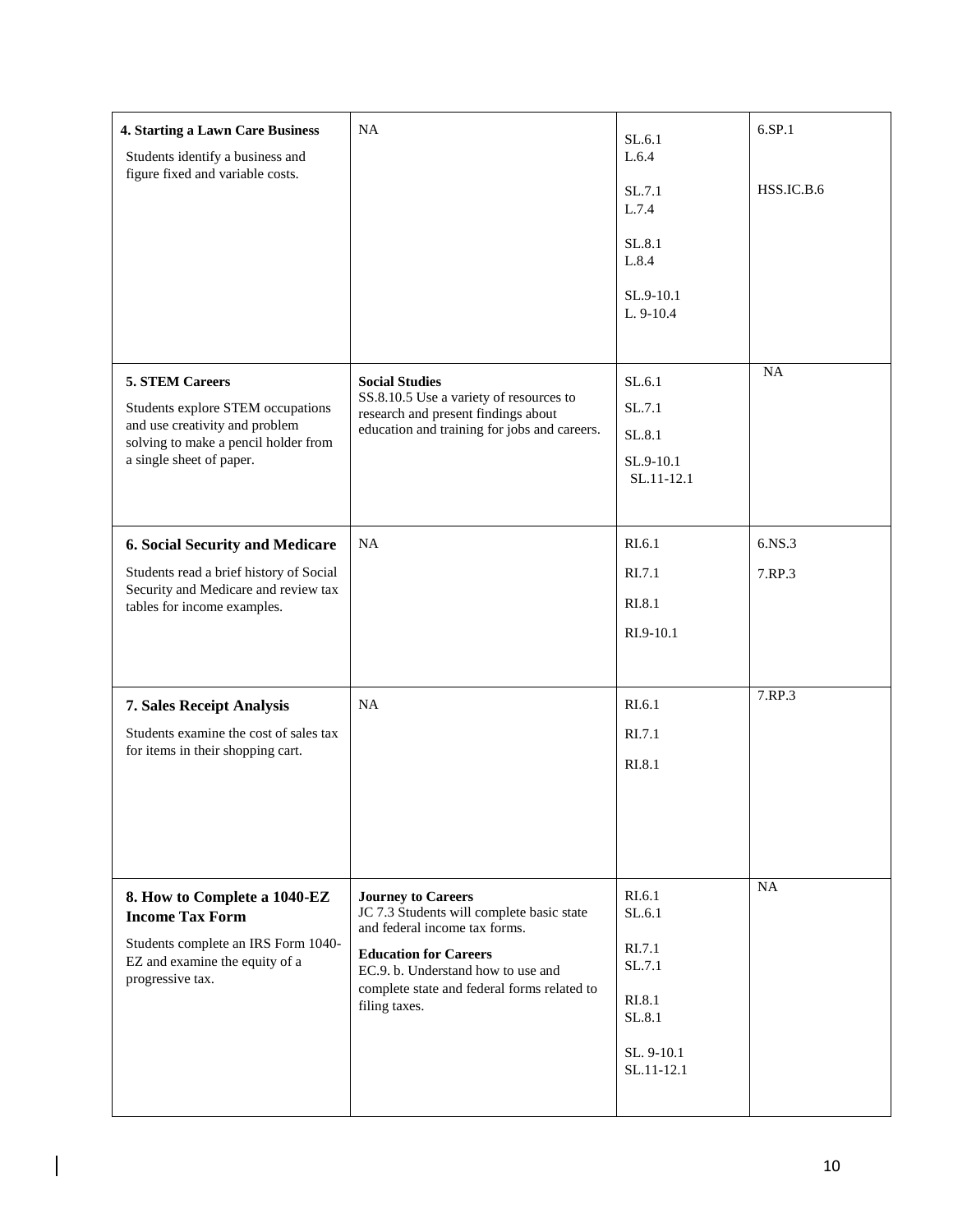| | | | |
|---|---|---|---|
| **4. Starting a Lawn Care Business**<br><br>Students identify a business and figure fixed and variable costs. | NA | SL.6.1<br>L.6.4<br><br>SL.7.1<br>L.7.4<br><br>SL.8.1<br>L.8.4<br><br>SL.9-10.1<br>L. 9-10.4 | 6.SP.1<br><br>HSS.IC.B.6 |
| **5. STEM Careers**<br><br>Students explore STEM occupations and use creativity and problem solving to make a pencil holder from a single sheet of paper. | **Social Studies**<br>SS.8.10.5 Use a variety of resources to research and present findings about education and training for jobs and careers. | SL.6.1<br>SL.7.1<br>SL.8.1<br>SL.9-10.1<br>SL.11-12.1 | NA |
| **6. Social Security and Medicare**<br><br>Students read a brief history of Social Security and Medicare and review tax tables for income examples. | NA | RI.6.1<br>RI.7.1<br>RI.8.1<br>RI.9-10.1 | 6.NS.3<br>7.RP.3 |
| **7. Sales Receipt Analysis**<br><br>Students examine the cost of sales tax for items in their shopping cart. | NA | RI.6.1<br>RI.7.1<br>RI.8.1 | 7.RP.3 |
| **8. How to Complete a 1040-EZ Income Tax Form**<br><br>Students complete an IRS Form 1040-EZ and examine the equity of a progressive tax. | **Journey to Careers**<br>JC 7.3 Students will complete basic state and federal income tax forms.<br><br>**Education for Careers**<br>EC.9. b. Understand how to use and complete state and federal forms related to filing taxes. | RI.6.1<br>SL.6.1<br><br>RI.7.1<br>SL.7.1<br><br>RI.8.1<br>SL.8.1<br><br>SL. 9-10.1<br>SL.11-12.1 | NA |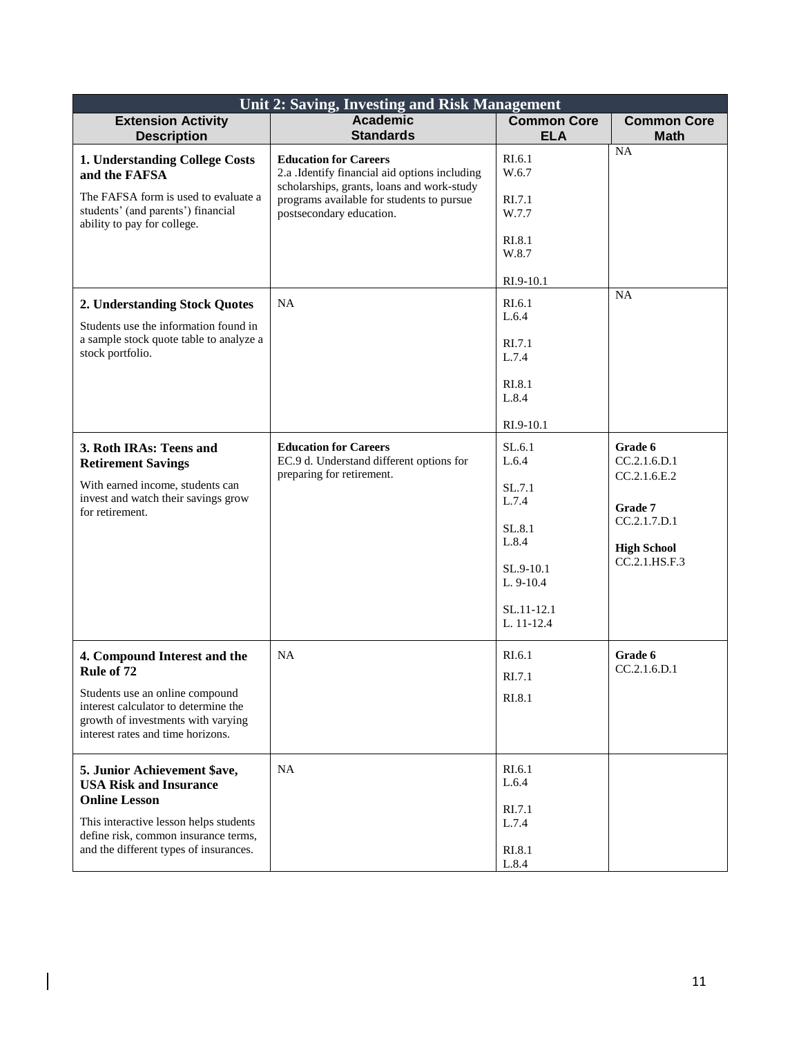| Unit 2: Saving, Investing and Risk Management | | | |
|---|---|---|---|
| **Extension Activity Description** | **Academic Standards** | **Common Core ELA** | **Common Core Math** |
| **1. Understanding College Costs and the FAFSA**<br><br>The FAFSA form is used to evaluate a students' (and parents') financial ability to pay for college. | **Education for Careers**<br>2.a .Identify financial aid options including scholarships, grants, loans and work-study programs available for students to pursue postsecondary education. | RI.6.1<br>W.6.7<br><br>RI.7.1<br>W.7.7<br><br>RI.8.1<br>W.8.7<br><br>RI.9-10.1 | NA |
| **2. Understanding Stock Quotes**<br><br>Students use the information found in a sample stock quote table to analyze a stock portfolio. | NA | RI.6.1<br>L.6.4<br><br>RI.7.1<br>L.7.4<br><br>RI.8.1<br>L.8.4<br><br>RI.9-10.1 | NA |
| **3. Roth IRAs: Teens and Retirement Savings**<br><br>With earned income, students can invest and watch their savings grow for retirement. | **Education for Careers**<br>EC.9 d. Understand different options for preparing for retirement. | SL.6.1<br>L.6.4<br><br>SL.7.1<br>L.7.4<br><br>SL.8.1<br>L.8.4<br><br>SL.9-10.1<br>L. 9-10.4<br><br>SL.11-12.1<br>L. 11-12.4 | **Grade 6**<br>CC.2.1.6.D.1<br>CC.2.1.6.E.2<br><br>**Grade 7**<br>CC.2.1.7.D.1<br><br>**High School**<br>CC.2.1.HS.F.3 |
| **4. Compound Interest and the Rule of 72**<br><br>Students use an online compound interest calculator to determine the growth of investments with varying interest rates and time horizons. | NA | RI.6.1<br>RI.7.1<br>RI.8.1 | **Grade 6**<br>CC.2.1.6.D.1 |
| **5. Junior Achievement $ave, USA Risk and Insurance Online Lesson**<br><br>This interactive lesson helps students define risk, common insurance terms, and the different types of insurances. | NA | RI.6.1<br>L.6.4<br><br>RI.7.1<br>L.7.4<br><br>RI.8.1<br>L.8.4 | |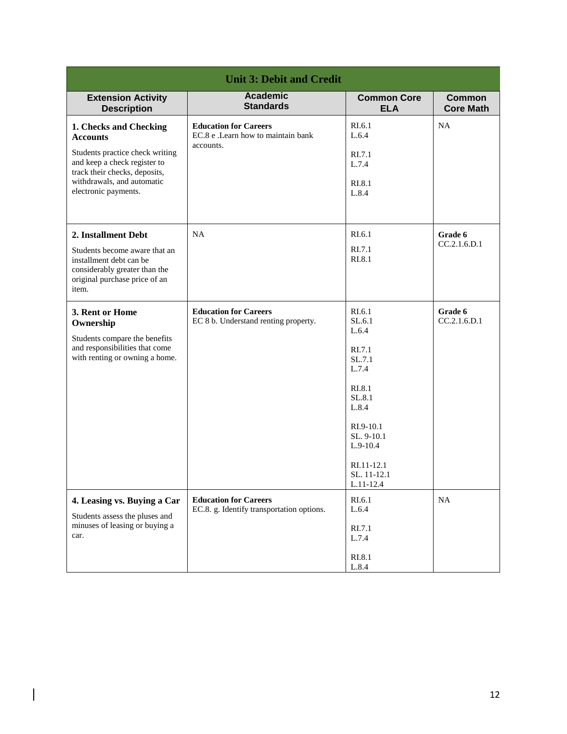| Unit 3: Debit and Credit | | | |
|---|---|---|---|
| **Extension Activity Description** | **Academic Standards** | **Common Core ELA** | **Common Core Math** |
| **1. Checks and Checking Accounts**<br><br>Students practice check writing and keep a check register to track their checks, deposits, withdrawals, and automatic electronic payments. | **Education for Careers**<br>EC.8 e .Learn how to maintain bank accounts. | RI.6.1<br>L.6.4<br><br>RI.7.1<br>L.7.4<br><br>RI.8.1<br>L.8.4 | NA |
| **2. Installment Debt**<br><br>Students become aware that an installment debt can be considerably greater than the original purchase price of an item. | NA | RI.6.1<br><br>RI.7.1<br>RI.8.1 | **Grade 6**<br>CC.2.1.6.D.1 |
| **3. Rent or Home Ownership**<br><br>Students compare the benefits and responsibilities that come with renting or owning a home. | **Education for Careers**<br>EC 8 b. Understand renting property. | RI.6.1<br>SL.6.1<br>L.6.4<br><br>RI.7.1<br>SL.7.1<br>L.7.4<br><br>RI.8.1<br>SL.8.1<br>L.8.4<br><br>RI.9-10.1<br>SL. 9-10.1<br>L.9-10.4<br><br>RI.11-12.1<br>SL. 11-12.1<br>L.11-12.4 | **Grade 6**<br>CC.2.1.6.D.1 |
| **4. Leasing vs. Buying a Car**<br><br>Students assess the pluses and minuses of leasing or buying a car. | **Education for Careers**<br>EC.8. g. Identify transportation options. | RI.6.1<br>L.6.4<br><br>RI.7.1<br>L.7.4<br><br>RI.8.1<br>L.8.4 | NA |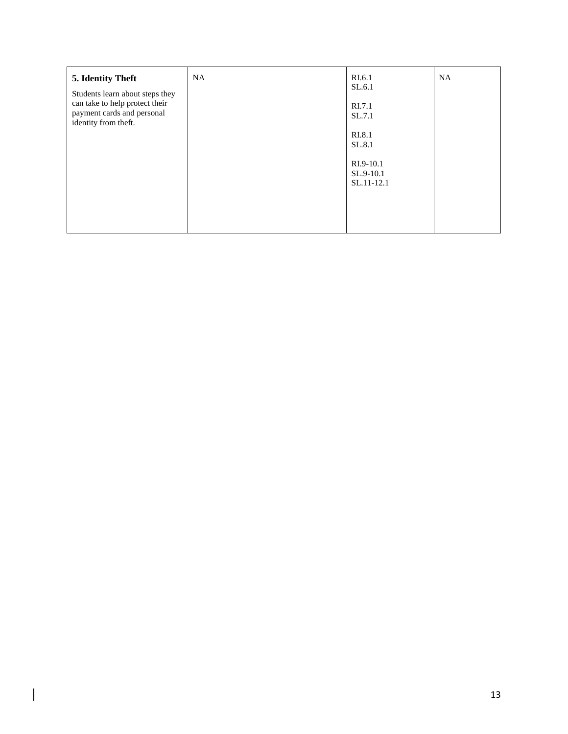| **5. Identity Theft**<br><br>Students learn about steps they can take to help protect their payment cards and personal identity from theft. | NA | RI.6.1<br>SL.6.1<br><br>RI.7.1<br>SL.7.1<br><br>RI.8.1<br>SL.8.1<br><br>RI.9-10.1<br>SL.9-10.1<br>SL.11-12.1 | NA |
|---|---|---|---|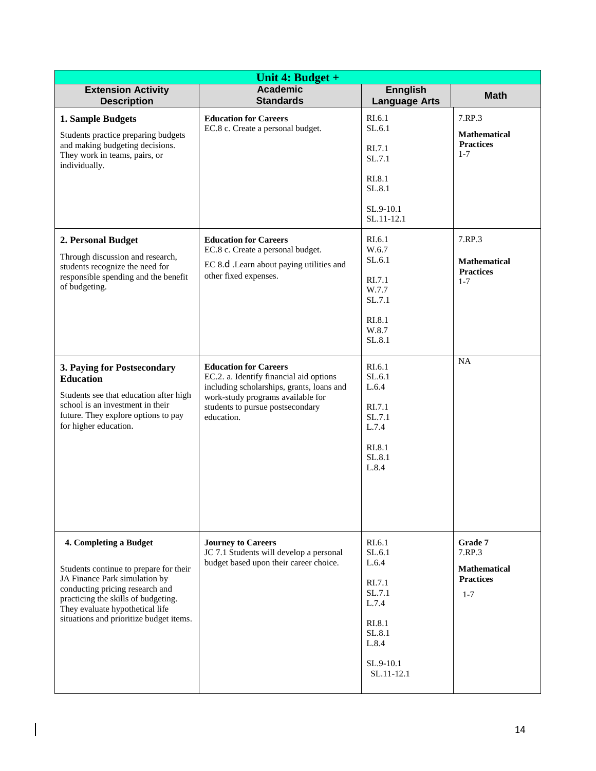| Unit 4: Budget + | | | |
|---|---|---|---|
| **Extension Activity Description** | **Academic Standards** | **Ennglish Language Arts** | **Math** |
| **1. Sample Budgets**<br><br>Students practice preparing budgets and making budgeting decisions. They work in teams, pairs, or individually. | **Education for Careers**<br>EC.8 c. Create a personal budget. | RI.6.1<br>SL.6.1<br><br>RI.7.1<br>SL.7.1<br><br>RI.8.1<br>SL.8.1<br><br>SL.9-10.1<br>SL.11-12.1 | 7.RP.3<br><br>**Mathematical Practices**<br>1-7 |
| **2. Personal Budget**<br><br>Through discussion and research, students recognize the need for responsible spending and the benefit of budgeting. | **Education for Careers**<br>EC.8 c. Create a personal budget.<br><br>EC 8.d .Learn about paying utilities and other fixed expenses. | RI.6.1<br>W.6.7<br>SL.6.1<br><br>RI.7.1<br>W.7.7<br>SL.7.1<br><br>RI.8.1<br>W.8.7<br>SL.8.1 | 7.RP.3<br><br>**Mathematical Practices**<br>1-7 |
| **3. Paying for Postsecondary Education**<br><br>Students see that education after high school is an investment in their future. They explore options to pay for higher education. | **Education for Careers**<br>EC.2. a. Identify financial aid options including scholarships, grants, loans and work-study programs available for students to pursue postsecondary education. | RI.6.1<br>SL.6.1<br>L.6.4<br><br>RI.7.1<br>SL.7.1<br>L.7.4<br><br>RI.8.1<br>SL.8.1<br>L.8.4 | NA |
| **4. Completing a Budget**<br><br>Students continue to prepare for their JA Finance Park simulation by conducting pricing research and practicing the skills of budgeting. They evaluate hypothetical life situations and prioritize budget items. | **Journey to Careers**<br>JC 7.1 Students will develop a personal budget based upon their career choice. | RI.6.1<br>SL.6.1<br>L.6.4<br><br>RI.7.1<br>SL.7.1<br>L.7.4<br><br>RI.8.1<br>SL.8.1<br>L.8.4<br><br>SL.9-10.1<br>SL.11-12.1 | **Grade 7**<br>7.RP.3<br><br>**Mathematical Practices**<br>1-7 |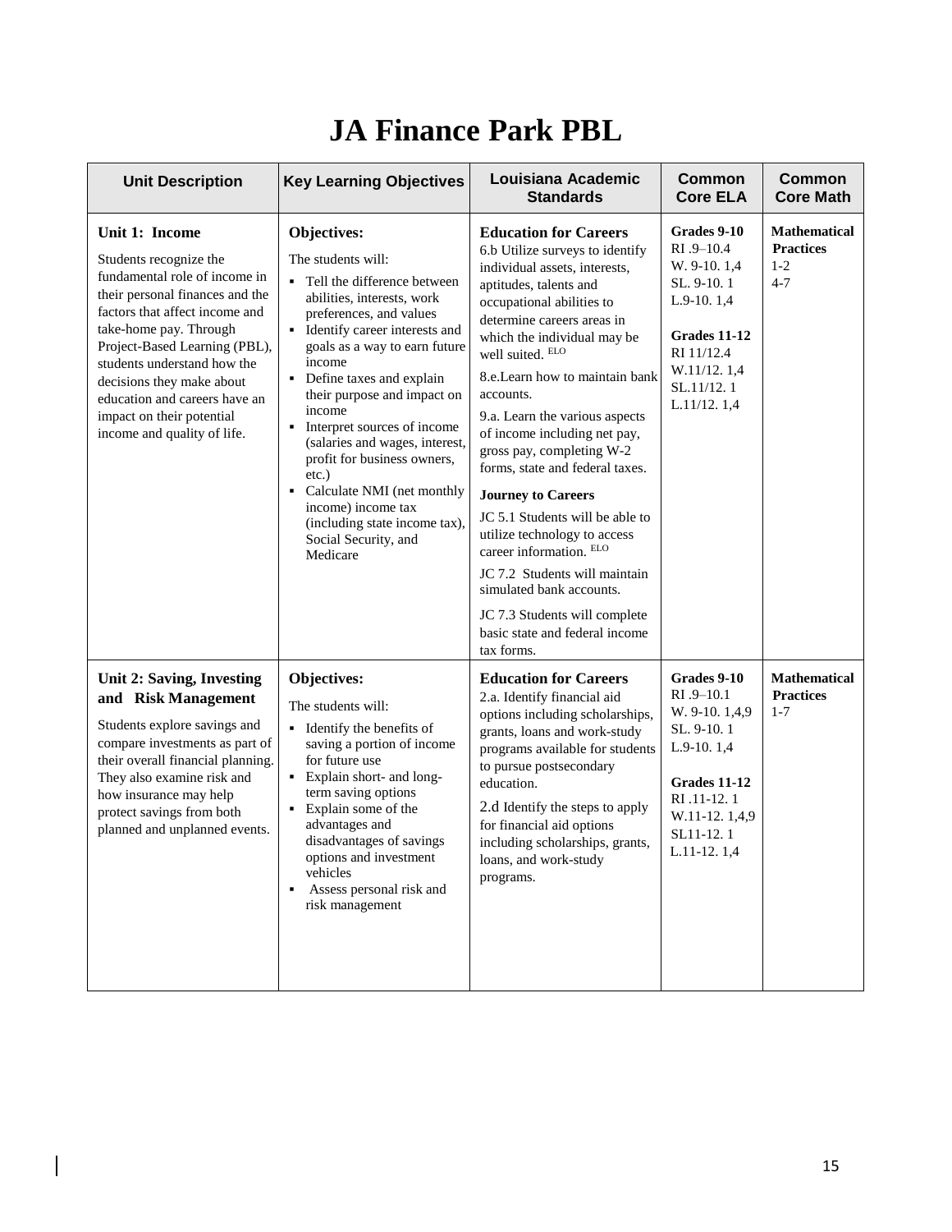# JA Finance Park PBL

| Unit Description | Key Learning Objectives | Louisiana Academic Standards | Common Core ELA | Common Core Math |
|---|---|---|---|---|
| **Unit 1: Income**<br><br>Students recognize the fundamental role of income in their personal finances and the factors that affect income and take-home pay. Through Project-Based Learning (PBL), students understand how the decisions they make about education and careers have an impact on their potential income and quality of life. | **Objectives:**<br><br>The students will:<br>▪ Tell the difference between abilities, interests, work preferences, and values<br>▪ Identify career interests and goals as a way to earn future income<br>▪ Define taxes and explain their purpose and impact on income<br>▪ Interpret sources of income (salaries and wages, interest, profit for business owners, etc.)<br>▪ Calculate NMI (net monthly income) income tax (including state income tax), Social Security, and Medicare | **Education for Careers**<br>6.b Utilize surveys to identify individual assets, interests, aptitudes, talents and occupational abilities to determine careers areas in which the individual may be well suited. ELO<br><br>8.e.Learn how to maintain bank accounts.<br><br>9.a. Learn the various aspects of income including net pay, gross pay, completing W-2 forms, state and federal taxes.<br><br>**Journey to Careers**<br><br>JC 5.1 Students will be able to utilize technology to access career information. ELO<br><br>JC 7.2 Students will maintain simulated bank accounts.<br><br>JC 7.3 Students will complete basic state and federal income tax forms. | **Grades 9-10**<br>RI .9–10.4<br>W. 9-10. 1,4<br>SL. 9-10. 1<br>L.9-10. 1,4<br><br>**Grades 11-12**<br>RI 11/12.4<br>W.11/12. 1,4<br>SL.11/12. 1<br>L.11/12. 1,4 | **Mathematical Practices**<br>1-2<br>4-7 |
| **Unit 2: Saving, Investing and Risk Management**<br><br>Students explore savings and compare investments as part of their overall financial planning. They also examine risk and how insurance may help protect savings from both planned and unplanned events. | **Objectives:**<br><br>The students will:<br>▪ Identify the benefits of saving a portion of income for future use<br>▪ Explain short- and long-term saving options<br>▪ Explain some of the advantages and disadvantages of savings options and investment vehicles<br>▪ Assess personal risk and risk management | **Education for Careers**<br>2.a. Identify financial aid options including scholarships, grants, loans and work-study programs available for students to pursue postsecondary education.<br><br>2.d Identify the steps to apply for financial aid options including scholarships, grants, loans, and work-study programs. | **Grades 9-10**<br>RI .9–10.1<br>W. 9-10. 1,4,9<br>SL. 9-10. 1<br>L.9-10. 1,4<br><br>**Grades 11-12**<br>RI .11-12. 1<br>W.11-12. 1,4,9<br>SL11-12. 1<br>L.11-12. 1,4 | **Mathematical Practices**<br>1-7 |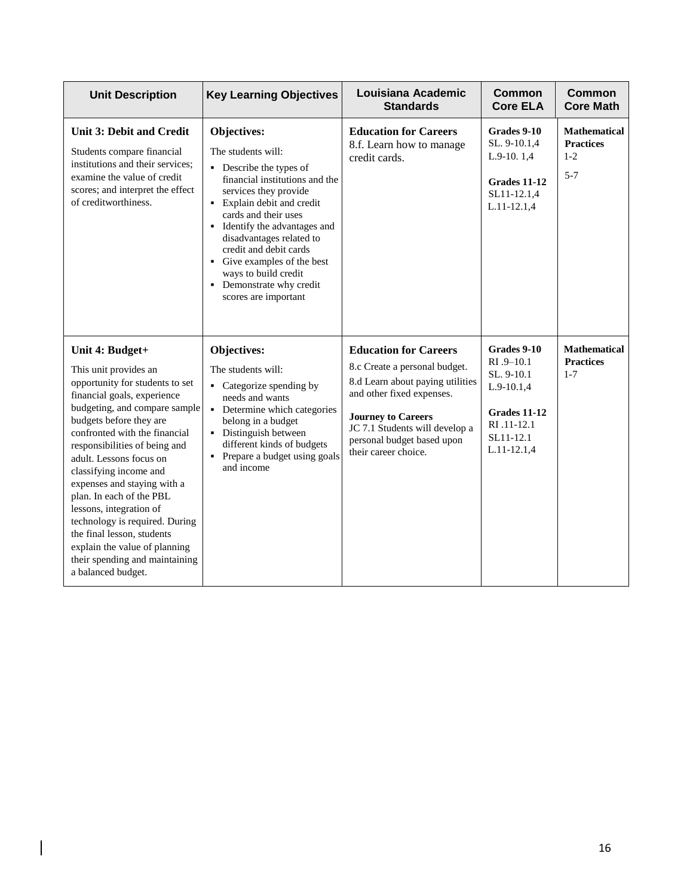| Unit Description | Key Learning Objectives | Louisiana Academic Standards | Common Core ELA | Common Core Math |
|---|---|---|---|---|
| **Unit 3: Debit and Credit**<br>Students compare financial institutions and their services; examine the value of credit scores; and interpret the effect of creditworthiness. | **Objectives:**<br>The students will:<br>▪ Describe the types of financial institutions and the services they provide<br>▪ Explain debit and credit cards and their uses<br>▪ Identify the advantages and disadvantages related to credit and debit cards<br>▪ Give examples of the best ways to build credit<br>▪ Demonstrate why credit scores are important | **Education for Careers**<br>8.f. Learn how to manage credit cards. | **Grades 9-10**<br>SL. 9-10.1,4<br>L.9-10. 1,4<br><br>**Grades 11-12**<br>SL11-12.1,4<br>L.11-12.1,4 | **Mathematical Practices**<br>1-2<br><br>5-7 |
| **Unit 4: Budget+**<br>This unit provides an opportunity for students to set financial goals, experience budgeting, and compare sample budgets before they are confronted with the financial responsibilities of being and adult. Lessons focus on classifying income and expenses and staying with a plan. In each of the PBL lessons, integration of technology is required. During the final lesson, students explain the value of planning their spending and maintaining a balanced budget. | **Objectives:**<br>The students will:<br>▪ Categorize spending by needs and wants<br>▪ Determine which categories belong in a budget<br>▪ Distinguish between different kinds of budgets<br>▪ Prepare a budget using goals and income | **Education for Careers**<br>8.c Create a personal budget.<br>8.d Learn about paying utilities and other fixed expenses.<br><br>**Journey to Careers**<br>JC 7.1 Students will develop a personal budget based upon their career choice. | **Grades 9-10**<br>RI .9–10.1<br>SL. 9-10.1<br>L.9-10.1,4<br><br>**Grades 11-12**<br>RI .11-12.1<br>SL11-12.1<br>L.11-12.1,4 | **Mathematical Practices**<br>1-7 |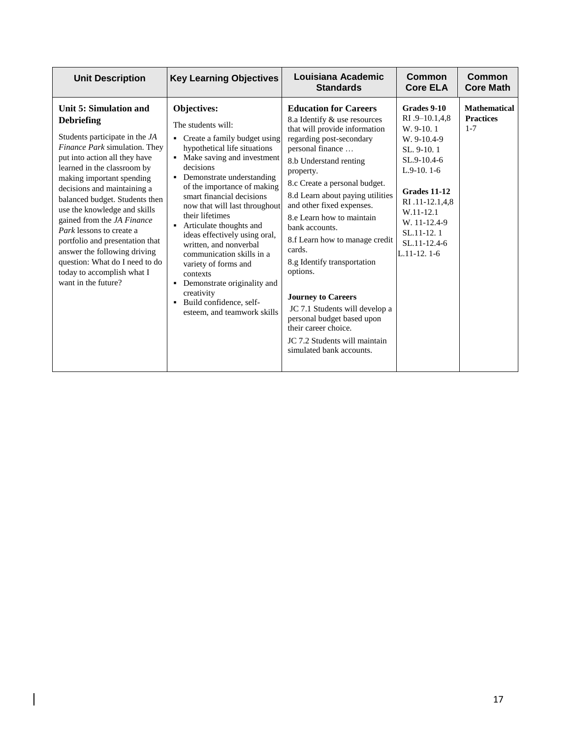| Unit Description | Key Learning Objectives | Louisiana Academic Standards | Common Core ELA | Common Core Math |
|---|---|---|---|---|
| **Unit 5: Simulation and Debriefing**<br><br>Students participate in the *JA Finance Park* simulation. They put into action all they have learned in the classroom by making important spending decisions and maintaining a balanced budget. Students then use the knowledge and skills gained from the *JA Finance Park* lessons to create a portfolio and presentation that answer the following driving question: What do I need to do today to accomplish what I want in the future? | **Objectives:**<br><br>The students will:<br>▪ Create a family budget using hypothetical life situations<br>▪ Make saving and investment decisions<br>▪ Demonstrate understanding of the importance of making smart financial decisions now that will last throughout their lifetimes<br>▪ Articulate thoughts and ideas effectively using oral, written, and nonverbal communication skills in a variety of forms and contexts<br>▪ Demonstrate originality and creativity<br>▪ Build confidence, self-esteem, and teamwork skills | **Education for Careers**<br>8.a Identify & use resources that will provide information regarding post-secondary personal finance …<br>8.b Understand renting property.<br>8.c Create a personal budget.<br>8.d Learn about paying utilities and other fixed expenses.<br>8.e Learn how to maintain bank accounts.<br>8.f Learn how to manage credit cards.<br>8.g Identify transportation options.<br><br>**Journey to Careers**<br>JC 7.1 Students will develop a personal budget based upon their career choice.<br>JC 7.2 Students will maintain simulated bank accounts. | **Grades 9-10**<br>RI .9–10.1,4,8<br>W. 9-10. 1<br>W. 9-10.4-9<br>SL. 9-10. 1<br>SL.9-10.4-6<br>L.9-10. 1-6<br><br>**Grades 11-12**<br>RI .11-12.1,4,8<br>W.11-12.1<br>W. 11-12.4-9<br>SL.11-12. 1<br>SL.11-12.4-6<br>L.11-12. 1-6 | **Mathematical Practices**<br>1-7 |